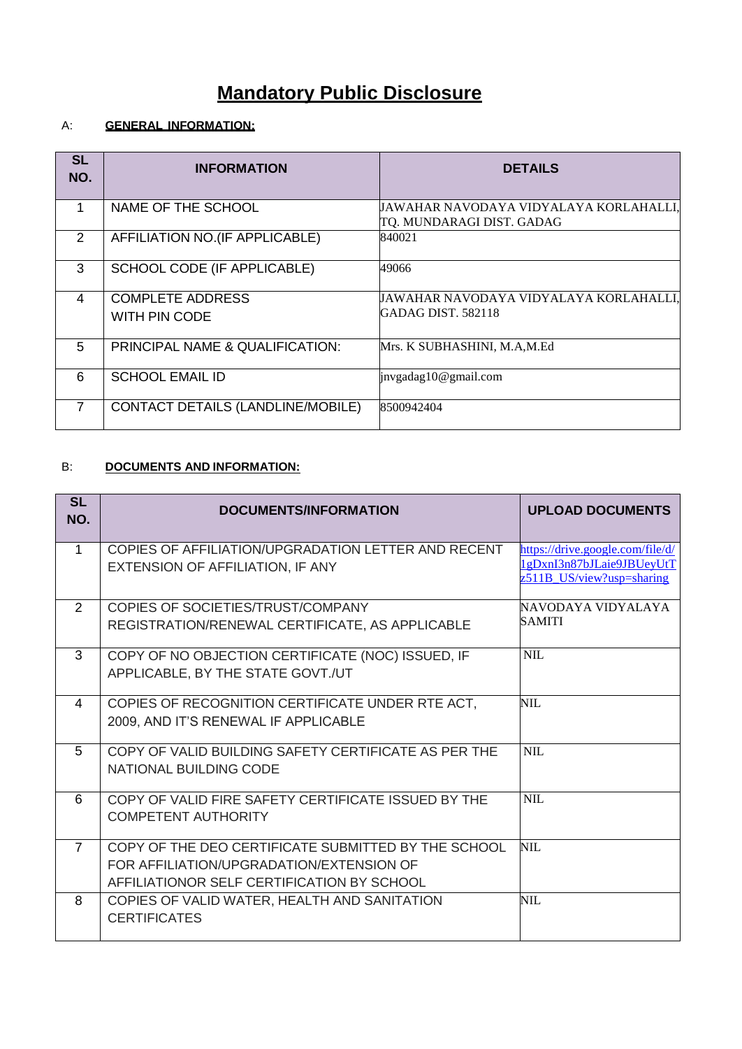# Mandatory Public Disclosure

A: **GENERAL INFORMATION:**

| SL NO. | INFORMATION | DETAILS |
|---|---|---|
| 1 | NAME OF THE SCHOOL | JAWAHAR NAVODAYA VIDYALAYA KORLAHALLI, TQ. MUNDARAGI DIST. GADAG |
| 2 | AFFILIATION NO.(IF APPLICABLE) | 840021 |
| 3 | SCHOOL CODE (IF APPLICABLE) | 49066 |
| 4 | COMPLETE ADDRESS WITH PIN CODE | JAWAHAR NAVODAYA VIDYALAYA KORLAHALLI, GADAG DIST. 582118 |
| 5 | PRINCIPAL NAME & QUALIFICATION: | Mrs. K SUBHASHINI, M.A,M.Ed |
| 6 | SCHOOL EMAIL ID | jnvgadag10@gmail.com |
| 7 | CONTACT DETAILS (LANDLINE/MOBILE) | 8500942404 |

B: **DOCUMENTS AND INFORMATION:**

| SL NO. | DOCUMENTS/INFORMATION | UPLOAD DOCUMENTS |
|---|---|---|
| 1 | COPIES OF AFFILIATION/UPGRADATION LETTER AND RECENT EXTENSION OF AFFILIATION, IF ANY | https://drive.google.com/file/d/1gDxnI3n87bJLaie9JBUeyUtTz511B_US/view?usp=sharing |
| 2 | COPIES OF SOCIETIES/TRUST/COMPANY REGISTRATION/RENEWAL CERTIFICATE, AS APPLICABLE | NAVODAYA VIDYALAYA SAMITI |
| 3 | COPY OF NO OBJECTION CERTIFICATE (NOC) ISSUED, IF APPLICABLE, BY THE STATE GOVT./UT | NIL |
| 4 | COPIES OF RECOGNITION CERTIFICATE UNDER RTE ACT, 2009, AND IT'S RENEWAL IF APPLICABLE | NIL |
| 5 | COPY OF VALID BUILDING SAFETY CERTIFICATE AS PER THE NATIONAL BUILDING CODE | NIL |
| 6 | COPY OF VALID FIRE SAFETY CERTIFICATE ISSUED BY THE COMPETENT AUTHORITY | NIL |
| 7 | COPY OF THE DEO CERTIFICATE SUBMITTED BY THE SCHOOL FOR AFFILIATION/UPGRADATION/EXTENSION OF AFFILIATIONOR SELF CERTIFICATION BY SCHOOL | NIL |
| 8 | COPIES OF VALID WATER, HEALTH AND SANITATION CERTIFICATES | NIL |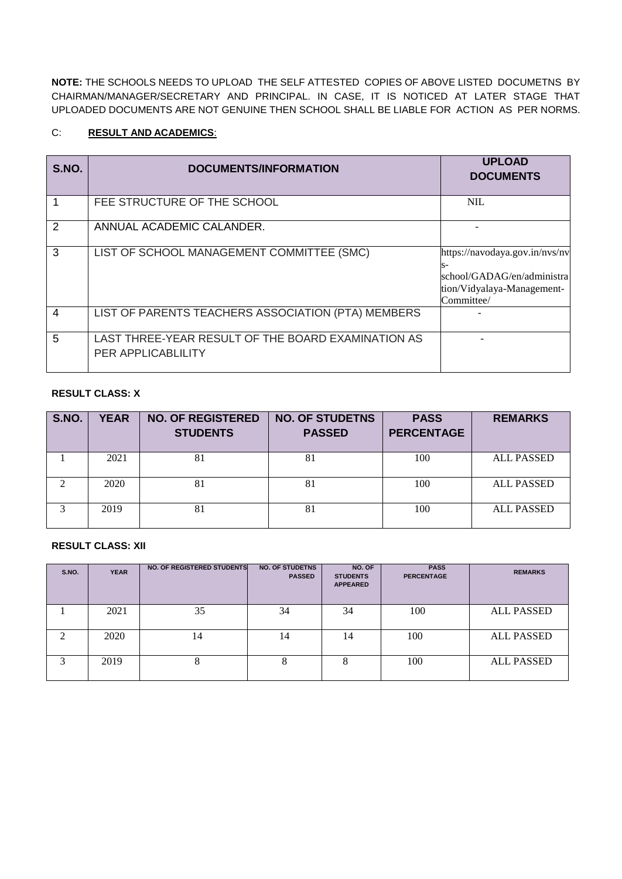**NOTE:** THE SCHOOLS NEEDS TO UPLOAD THE SELF ATTESTED COPIES OF ABOVE LISTED DOCUMETNS BY CHAIRMAN/MANAGER/SECRETARY AND PRINCIPAL. IN CASE, IT IS NOTICED AT LATER STAGE THAT UPLOADED DOCUMENTS ARE NOT GENUINE THEN SCHOOL SHALL BE LIABLE FOR ACTION AS PER NORMS.

C: **RESULT AND ACADEMICS**:

| S.NO. | DOCUMENTS/INFORMATION | UPLOAD DOCUMENTS |
|---|---|---|
| 1 | FEE STRUCTURE OF THE SCHOOL | NIL |
| 2 | ANNUAL ACADEMIC CALANDER. | - |
| 3 | LIST OF SCHOOL MANAGEMENT COMMITTEE (SMC) | https://navodaya.gov.in/nvs/nvs-school/GADAG/en/administration/Vidyalaya-Management-Committee/ |
| 4 | LIST OF PARENTS TEACHERS ASSOCIATION (PTA) MEMBERS | - |
| 5 | LAST THREE-YEAR RESULT OF THE BOARD EXAMINATION AS PER APPLICABLILITY | - |

**RESULT CLASS: X**

| S.NO. | YEAR | NO. OF REGISTERED STUDENTS | NO. OF STUDETNS PASSED | PASS PERCENTAGE | REMARKS |
|---|---|---|---|---|---|
| 1 | 2021 | 81 | 81 | 100 | ALL PASSED |
| 2 | 2020 | 81 | 81 | 100 | ALL PASSED |
| 3 | 2019 | 81 | 81 | 100 | ALL PASSED |

**RESULT CLASS: XII**

| S.NO. | YEAR | NO. OF REGISTERED STUDENTS | NO. OF STUDETNS PASSED | NO. OF STUDENTS APPEARED | PASS PERCENTAGE | REMARKS |
|---|---|---|---|---|---|---|
| 1 | 2021 | 35 | 34 | 34 | 100 | ALL PASSED |
| 2 | 2020 | 14 | 14 | 14 | 100 | ALL PASSED |
| 3 | 2019 | 8 | 8 | 8 | 100 | ALL PASSED |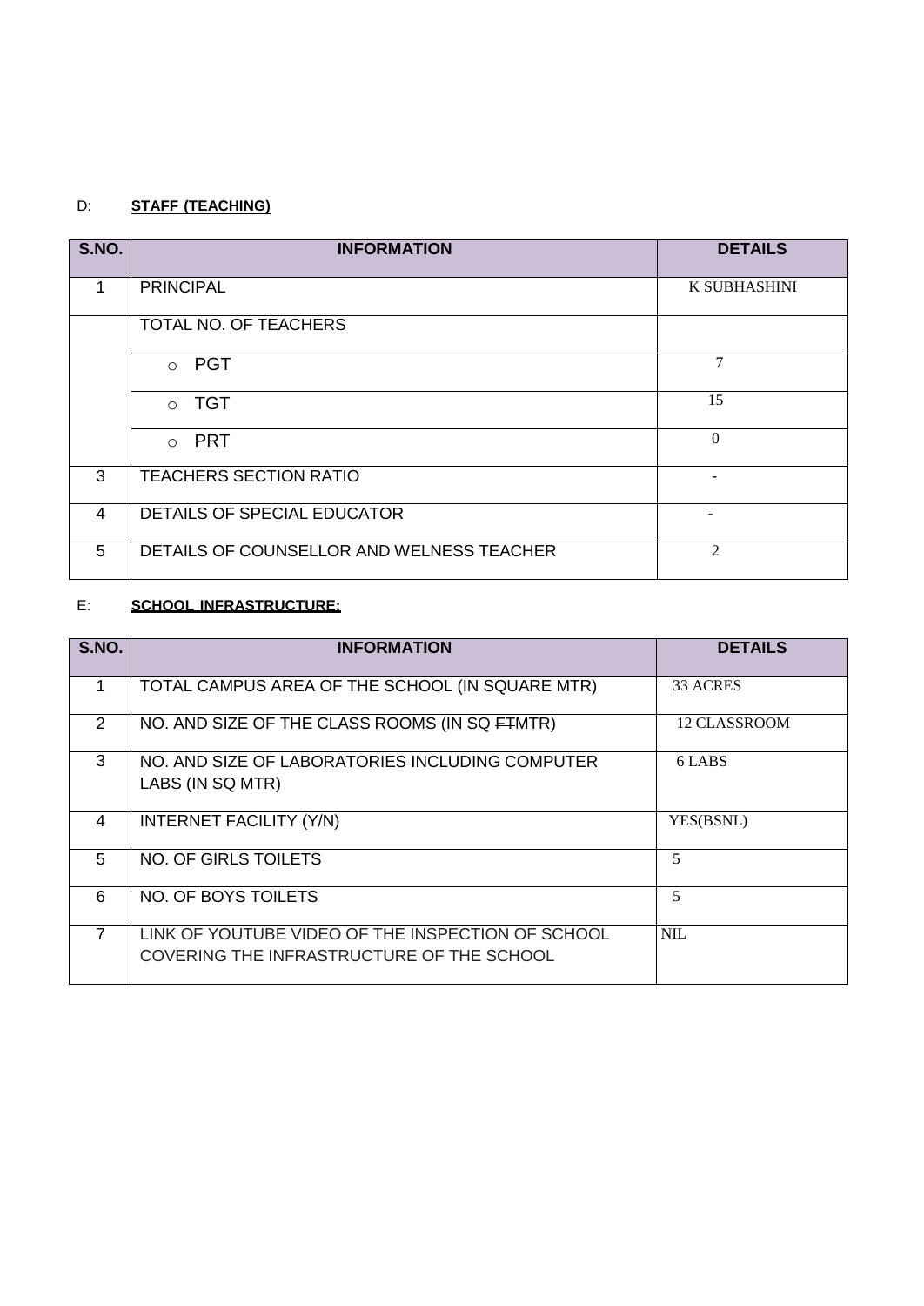D: **STAFF (TEACHING)**

| S.NO. | INFORMATION | DETAILS |
|---|---|---|
| 1 | PRINCIPAL | K SUBHASHINI |
| | TOTAL NO. OF TEACHERS | |
| | ○ PGT | 7 |
| | ○ TGT | 15 |
| | ○ PRT | 0 |
| 3 | TEACHERS SECTION RATIO | - |
| 4 | DETAILS OF SPECIAL EDUCATOR | - |
| 5 | DETAILS OF COUNSELLOR AND WELNESS TEACHER | 2 |

E: **SCHOOL INFRASTRUCTURE:**

| S.NO. | INFORMATION | DETAILS |
|---|---|---|
| 1 | TOTAL CAMPUS AREA OF THE SCHOOL (IN SQUARE MTR) | 33 ACRES |
| 2 | NO. AND SIZE OF THE CLASS ROOMS (IN SQ ~~FT~~MTR) | 12 CLASSROOM |
| 3 | NO. AND SIZE OF LABORATORIES INCLUDING COMPUTER LABS (IN SQ MTR) | 6 LABS |
| 4 | INTERNET FACILITY (Y/N) | YES(BSNL) |
| 5 | NO. OF GIRLS TOILETS | 5 |
| 6 | NO. OF BOYS TOILETS | 5 |
| 7 | LINK OF YOUTUBE VIDEO OF THE INSPECTION OF SCHOOL COVERING THE INFRASTRUCTURE OF THE SCHOOL | NIL |